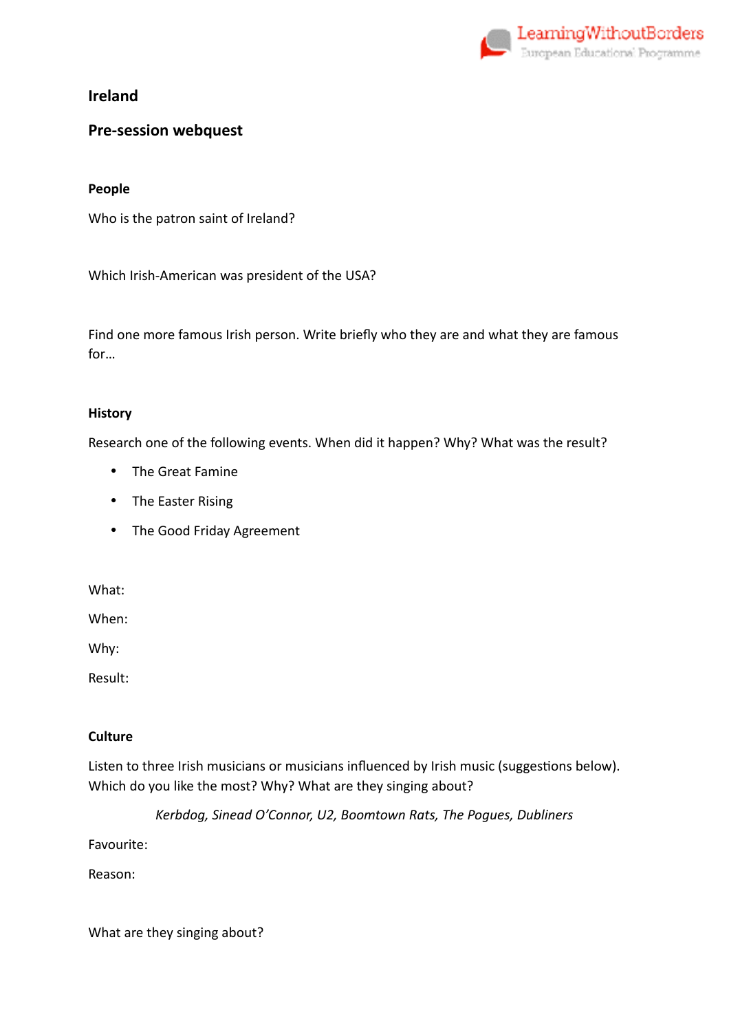# Ireland

## Pre-session webquest

### People

Who is the patron saint of Ireland?

Which Irish-American was president of the USA?

Find one more famous Irish person. Write briefly who they are and what they are famous for…

### History

Research one of the following events. When did it happen? Why? What was the result?

- The Great Famine
- The Easter Rising
- The Good Friday Agreement

What:

When:

Why:

Result:

### Culture

Listen to three Irish musicians or musicians influenced by Irish music (suggestions below). Which do you like the most? Why? What are they singing about?

*Kerbdog, Sinead O'Connor, U2, Boomtown Rats, The Pogues, Dubliners*

Favourite:

Reason:

What are they singing about?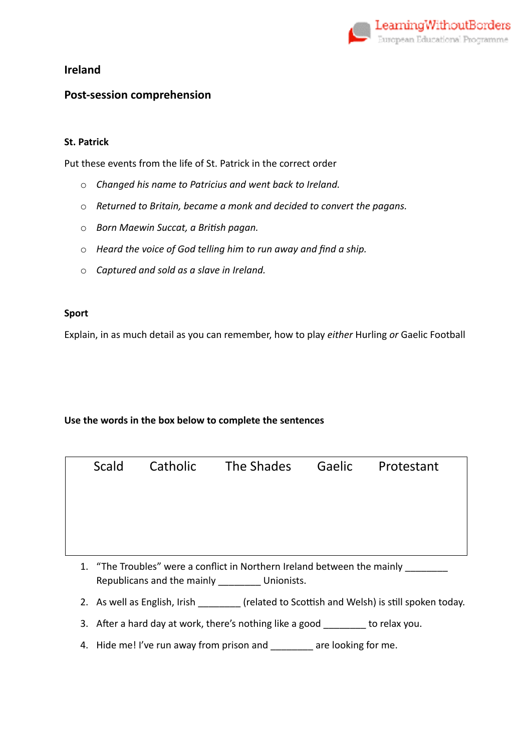# Ireland

## Post-session comprehension

### St. Patrick

Put these events from the life of St. Patrick in the correct order

- *Changed his name to Patricius and went back to Ireland.*
- *Returned to Britain, became a monk and decided to convert the pagans.*
- *Born Maewin Succat, a British pagan.*
- *Heard the voice of God telling him to run away and find a ship.*
- *Captured and sold as a slave in Ireland.*

### Sport

Explain, in as much detail as you can remember, how to play *either* Hurling *or* Gaelic Football

### Use the words in the box below to complete the sentences

| Scald | Catholic | The Shades | Gaelic | Protestant |
|---|---|---|---|---|

1. "The Troubles" were a conflict in Northern Ireland between the mainly ________ Republicans and the mainly ________ Unionists.
2. As well as English, Irish ________ (related to Scottish and Welsh) is still spoken today.
3. After a hard day at work, there's nothing like a good ________ to relax you.
4. Hide me! I've run away from prison and ________ are looking for me.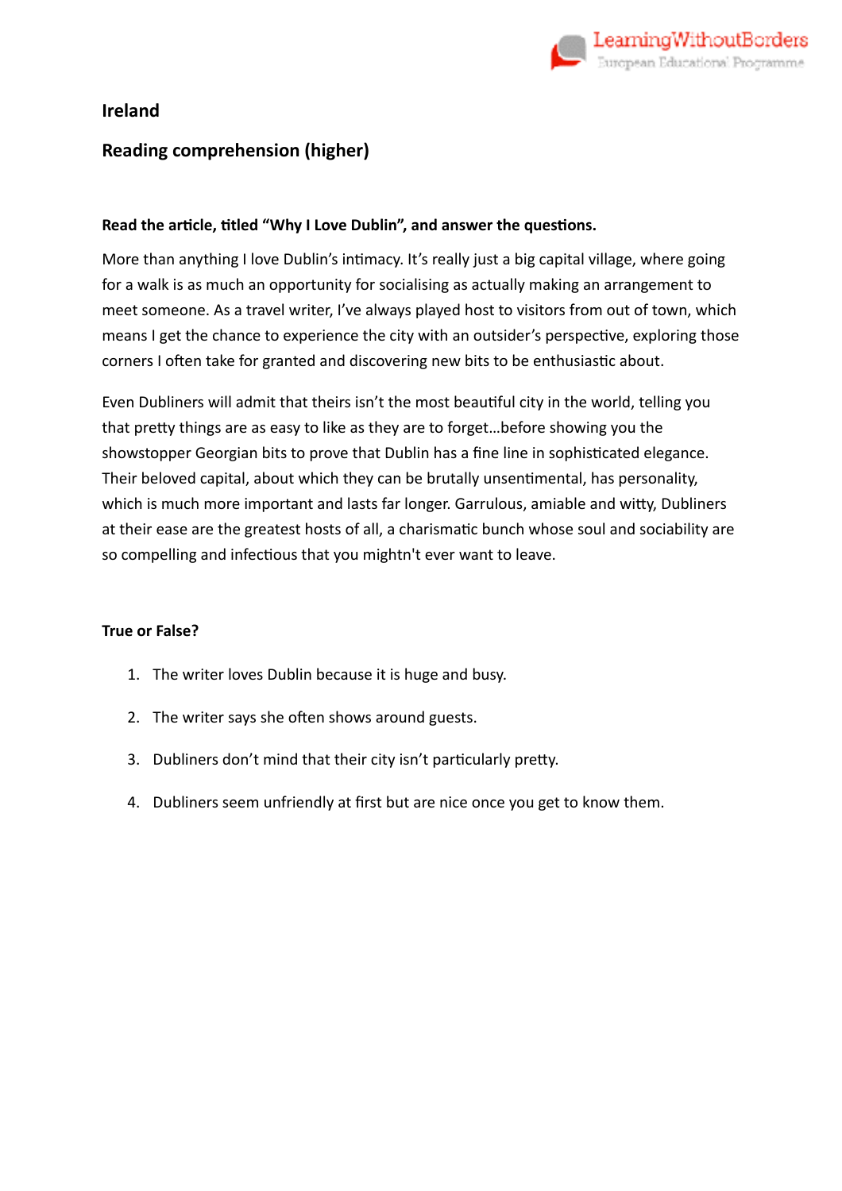## Ireland

## Reading comprehension (higher)

**Read the article, titled "Why I Love Dublin", and answer the questions.**

More than anything I love Dublin's intimacy. It's really just a big capital village, where going for a walk is as much an opportunity for socialising as actually making an arrangement to meet someone. As a travel writer, I've always played host to visitors from out of town, which means I get the chance to experience the city with an outsider's perspective, exploring those corners I often take for granted and discovering new bits to be enthusiastic about.

Even Dubliners will admit that theirs isn't the most beautiful city in the world, telling you that pretty things are as easy to like as they are to forget…before showing you the showstopper Georgian bits to prove that Dublin has a fine line in sophisticated elegance. Their beloved capital, about which they can be brutally unsentimental, has personality, which is much more important and lasts far longer. Garrulous, amiable and witty, Dubliners at their ease are the greatest hosts of all, a charismatic bunch whose soul and sociability are so compelling and infectious that you mightn't ever want to leave.

**True or False?**

1. The writer loves Dublin because it is huge and busy.
2. The writer says she often shows around guests.
3. Dubliners don't mind that their city isn't particularly pretty.
4. Dubliners seem unfriendly at first but are nice once you get to know them.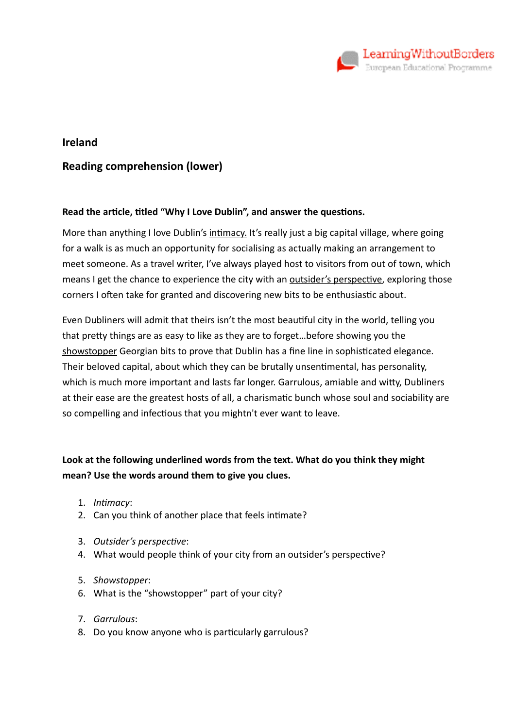**Ireland**

**Reading comprehension (lower)**

**Read the article, titled "Why I Love Dublin", and answer the questions.**

More than anything I love Dublin's <u>intimacy.</u> It's really just a big capital village, where going for a walk is as much an opportunity for socialising as actually making an arrangement to meet someone. As a travel writer, I've always played host to visitors from out of town, which means I get the chance to experience the city with an <u>outsider's perspective</u>, exploring those corners I often take for granted and discovering new bits to be enthusiastic about.

Even Dubliners will admit that theirs isn't the most beautiful city in the world, telling you that pretty things are as easy to like as they are to forget…before showing you the <u>showstopper</u> Georgian bits to prove that Dublin has a fine line in sophisticated elegance. Their beloved capital, about which they can be brutally unsentimental, has personality, which is much more important and lasts far longer. Garrulous, amiable and witty, Dubliners at their ease are the greatest hosts of all, a charismatic bunch whose soul and sociability are so compelling and infectious that you mightn't ever want to leave.

**Look at the following underlined words from the text. What do you think they might mean? Use the words around them to give you clues.**

1. *Intimacy*:
2. Can you think of another place that feels intimate?

3. *Outsider's perspective*:
4. What would people think of your city from an outsider's perspective?

5. *Showstopper*:
6. What is the "showstopper" part of your city?

7. *Garrulous*:
8. Do you know anyone who is particularly garrulous?